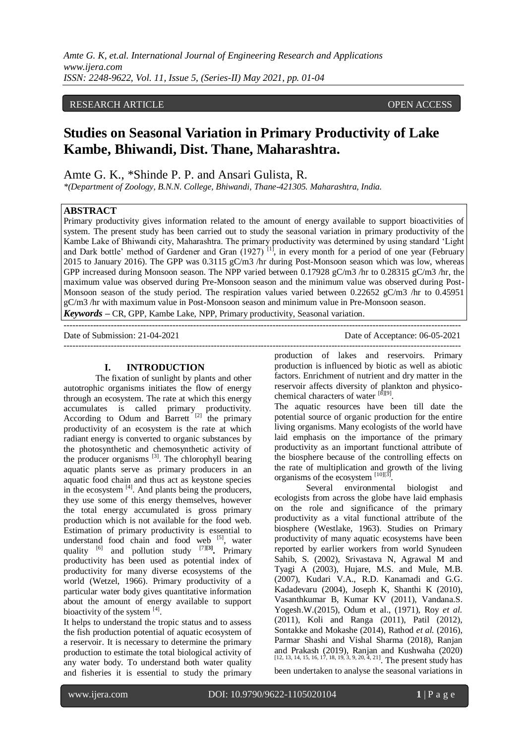RESEARCH ARTICLE OPEN ACCESS

# Studies on Seasonal Variation in Primary Productivity of Lake Kambe, Bhiwandi, Dist. Thane, Maharashtra.

Amte G. K., *Shinde P. P. and Ansari Gulista, R.

*(Department of Zoology, B.N.N. College, Bhiwandi, Thane-421305. Maharashtra, India.

## ABSTRACT

Primary productivity gives information related to the amount of energy available to support bioactivities of system. The present study has been carried out to study the seasonal variation in primary productivity of the Kambe Lake of Bhiwandi city, Maharashtra. The primary productivity was determined by using standard 'Light and Dark bottle' method of Gardener and Gran (1927) [1], in every month for a period of one year (February 2015 to January 2016). The GPP was 0.3115 gC/m3 /hr during Post-Monsoon season which was low, whereas GPP increased during Monsoon season. The NPP varied between 0.17928 gC/m3 /hr to 0.28315 gC/m3 /hr, the maximum value was observed during Pre-Monsoon season and the minimum value was observed during Post-Monsoon season of the study period. The respiration values varied between 0.22652 gC/m3 /hr to 0.45951 gC/m3 /hr with maximum value in Post-Monsoon season and minimum value in Pre-Monsoon season.

***Keywords*** **–** CR, GPP, Kambe Lake, NPP, Primary productivity, Seasonal variation.

Date of Submission: 21-04-2021 Date of Acceptance: 06-05-2021

## I. INTRODUCTION

The fixation of sunlight by plants and other autotrophic organisms initiates the flow of energy through an ecosystem. The rate at which this energy accumulates is called primary productivity. According to Odum and Barrett [2] the primary productivity of an ecosystem is the rate at which radiant energy is converted to organic substances by the photosynthetic and chemosynthetic activity of the producer organisms [3]. The chlorophyll bearing aquatic plants serve as primary producers in an aquatic food chain and thus act as keystone species in the ecosystem [4]. And plants being the producers, they use some of this energy themselves, however the total energy accumulated is gross primary production which is not available for the food web. Estimation of primary productivity is essential to understand food chain and food web [5], water quality [6] and pollution study [7][3]. Primary productivity has been used as potential index of productivity for many diverse ecosystems of the world (Wetzel, 1966). Primary productivity of a particular water body gives quantitative information about the amount of energy available to support bioactivity of the system [4].

It helps to understand the tropic status and to assess the fish production potential of aquatic ecosystem of a reservoir. It is necessary to determine the primary production to estimate the total biological activity of any water body. To understand both water quality and fisheries it is essential to study the primary production of lakes and reservoirs. Primary production is influenced by biotic as well as abiotic factors. Enrichment of nutrient and dry matter in the reservoir affects diversity of plankton and physico-chemical characters of water [8][9].

The aquatic resources have been till date the potential source of organic production for the entire living organisms. Many ecologists of the world have laid emphasis on the importance of the primary productivity as an important functional attribute of the biosphere because of the controlling effects on the rate of multiplication and growth of the living organisms of the ecosystem [10][3].

Several environmental biologist and ecologists from across the globe have laid emphasis on the role and significance of the primary productivity as a vital functional attribute of the biosphere (Westlake, 1963). Studies on Primary productivity of many aquatic ecosystems have been reported by earlier workers from world Synudeen Sahib, S. (2002), Srivastava N, Agrawal M and Tyagi A (2003), Hujare, M.S. and Mule, M.B. (2007), Kudari V.A., R.D. Kanamadi and G.G. Kadadevaru (2004), Joseph K, Shanthi K (2010), Vasanthkumar B, Kumar KV (2011), Vandana.S. Yogesh.W.(2015), Odum et al., (1971), Roy *et al.* (2011), Koli and Ranga (2011), Patil (2012), Sontakke and Mokashe (2014), Rathod *et al.* (2016), Parmar Shashi and Vishal Sharma (2018), Ranjan and Prakash (2019), Ranjan and Kushwaha (2020) [12, 13, 14, 15, 16, 17, 18, 19, 3, 9, 20, 4, 21]. The present study has been undertaken to analyse the seasonal variations in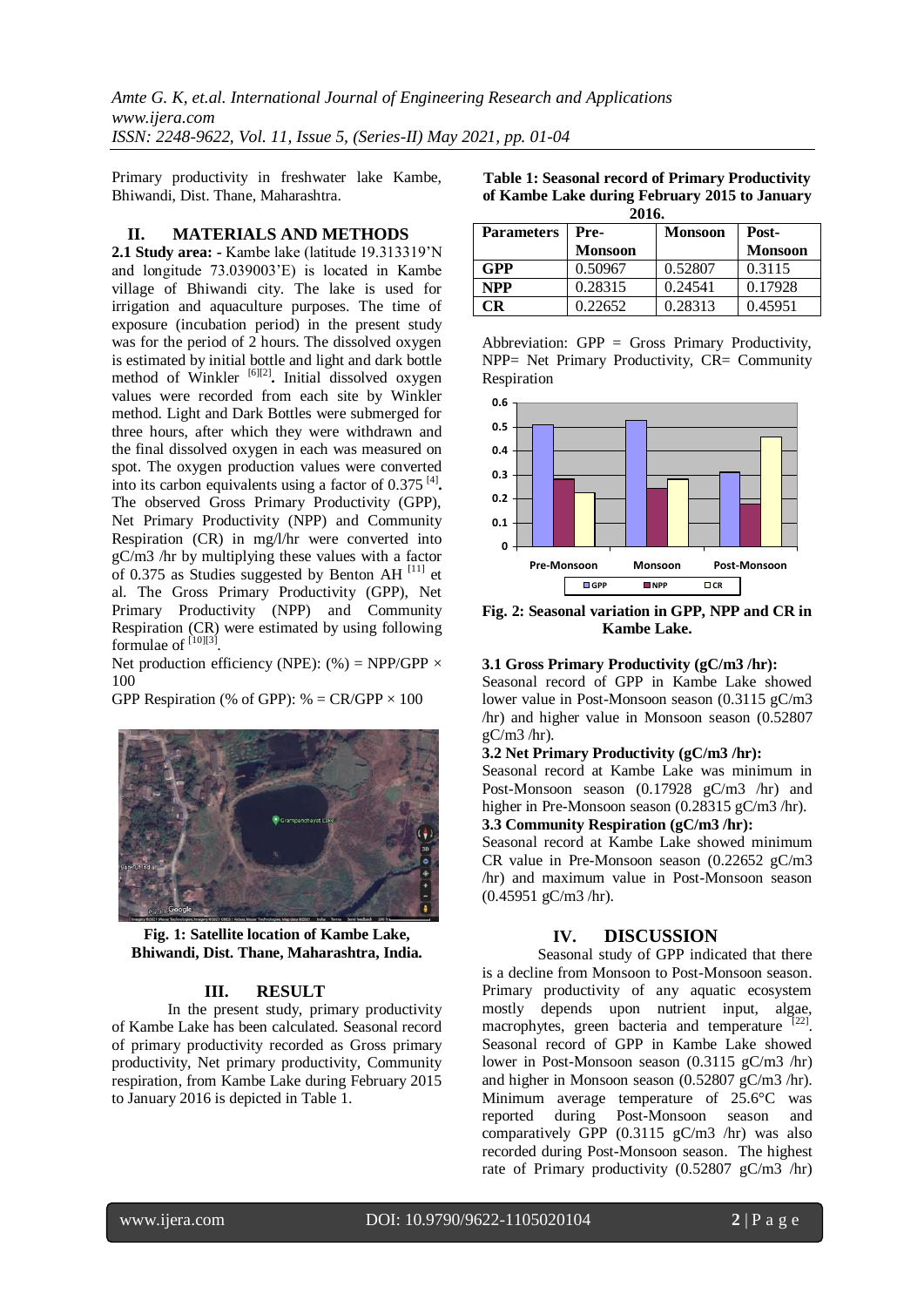Primary productivity in freshwater lake Kambe, Bhiwandi, Dist. Thane, Maharashtra.

## II. MATERIALS AND METHODS

**2.1 Study area:** - Kambe lake (latitude 19.313319'N and longitude 73.039003'E) is located in Kambe village of Bhiwandi city. The lake is used for irrigation and aquaculture purposes. The time of exposure (incubation period) in the present study was for the period of 2 hours. The dissolved oxygen is estimated by initial bottle and light and dark bottle method of Winkler [6][2]. Initial dissolved oxygen values were recorded from each site by Winkler method. Light and Dark Bottles were submerged for three hours, after which they were withdrawn and the final dissolved oxygen in each was measured on spot. The oxygen production values were converted into its carbon equivalents using a factor of 0.375 [4]. The observed Gross Primary Productivity (GPP), Net Primary Productivity (NPP) and Community Respiration (CR) in mg/l/hr were converted into gC/m3 /hr by multiplying these values with a factor of 0.375 as Studies suggested by Benton AH [11] et al. The Gross Primary Productivity (GPP), Net Primary Productivity (NPP) and Community Respiration (CR) were estimated by using following formulae of [10][3].

Net production efficiency (NPE): (%) = NPP/GPP × 100

GPP Respiration (% of GPP): % = CR/GPP × 100

**Fig. 1: Satellite location of Kambe Lake, Bhiwandi, Dist. Thane, Maharashtra, India.**

## III. RESULT

In the present study, primary productivity of Kambe Lake has been calculated. Seasonal record of primary productivity recorded as Gross primary productivity, Net primary productivity, Community respiration, from Kambe Lake during February 2015 to January 2016 is depicted in Table 1.

**Table 1: Seasonal record of Primary Productivity of Kambe Lake during February 2015 to January 2016.**

| Parameters | Pre-Monsoon | Monsoon | Post-Monsoon |
|---|---|---|---|
| GPP | 0.50967 | 0.52807 | 0.3115 |
| NPP | 0.28315 | 0.24541 | 0.17928 |
| CR | 0.22652 | 0.28313 | 0.45951 |

Abbreviation: GPP = Gross Primary Productivity, NPP= Net Primary Productivity, CR= Community Respiration

**Fig. 2: Seasonal variation in GPP, NPP and CR in Kambe Lake.**

**3.1 Gross Primary Productivity (gC/m3 /hr):**
Seasonal record of GPP in Kambe Lake showed lower value in Post-Monsoon season (0.3115 gC/m3 /hr) and higher value in Monsoon season (0.52807 gC/m3 /hr).

**3.2 Net Primary Productivity (gC/m3 /hr):**
Seasonal record at Kambe Lake was minimum in Post-Monsoon season (0.17928 gC/m3 /hr) and higher in Pre-Monsoon season (0.28315 gC/m3 /hr).

**3.3 Community Respiration (gC/m3 /hr):**
Seasonal record at Kambe Lake showed minimum CR value in Pre-Monsoon season (0.22652 gC/m3 /hr) and maximum value in Post-Monsoon season (0.45951 gC/m3 /hr).

## IV. DISCUSSION

Seasonal study of GPP indicated that there is a decline from Monsoon to Post-Monsoon season. Primary productivity of any aquatic ecosystem mostly depends upon nutrient input, algae, macrophytes, green bacteria and temperature [22]. Seasonal record of GPP in Kambe Lake showed lower in Post-Monsoon season (0.3115 gC/m3 /hr) and higher in Monsoon season (0.52807 gC/m3 /hr). Minimum average temperature of 25.6°C was reported during Post-Monsoon season and comparatively GPP (0.3115 gC/m3 /hr) was also recorded during Post-Monsoon season. The highest rate of Primary productivity (0.52807 gC/m3 /hr)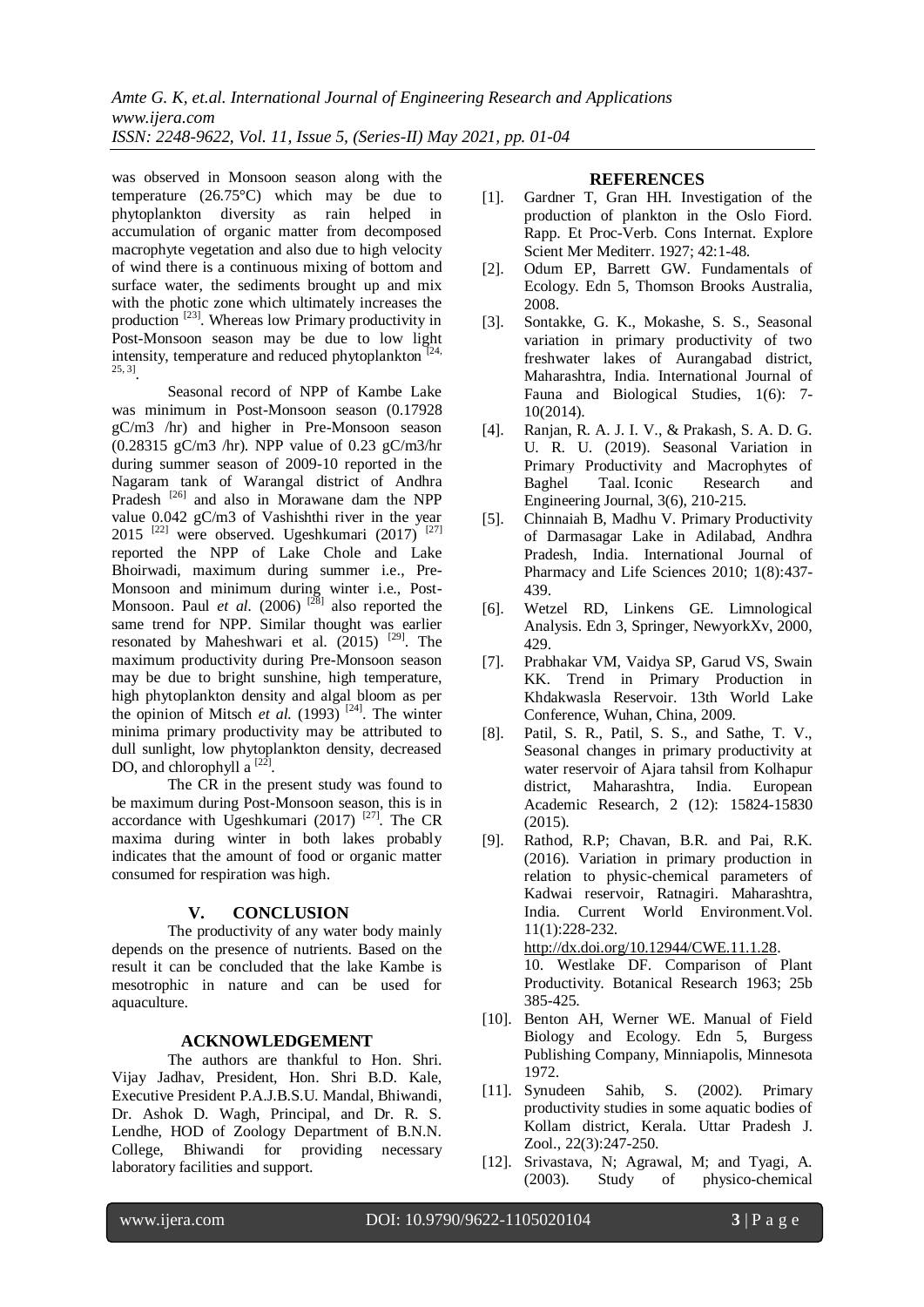was observed in Monsoon season along with the temperature (26.75°C) which may be due to phytoplankton diversity as rain helped in accumulation of organic matter from decomposed macrophyte vegetation and also due to high velocity of wind there is a continuous mixing of bottom and surface water, the sediments brought up and mix with the photic zone which ultimately increases the production [23]. Whereas low Primary productivity in Post-Monsoon season may be due to low light intensity, temperature and reduced phytoplankton [24, 25, 3].

Seasonal record of NPP of Kambe Lake was minimum in Post-Monsoon season (0.17928 gC/m3 /hr) and higher in Pre-Monsoon season (0.28315 gC/m3 /hr). NPP value of 0.23 gC/m3/hr during summer season of 2009-10 reported in the Nagaram tank of Warangal district of Andhra Pradesh [26] and also in Morawane dam the NPP value 0.042 gC/m3 of Vashishthi river in the year 2015 [22] were observed. Ugeshkumari (2017) [27] reported the NPP of Lake Chole and Lake Bhoirwadi, maximum during summer i.e., Pre-Monsoon and minimum during winter i.e., Post-Monsoon. Paul *et al.* (2006) [28] also reported the same trend for NPP. Similar thought was earlier resonated by Maheshwari et al. (2015) [29]. The maximum productivity during Pre-Monsoon season may be due to bright sunshine, high temperature, high phytoplankton density and algal bloom as per the opinion of Mitsch *et al.* (1993) [24]. The winter minima primary productivity may be attributed to dull sunlight, low phytoplankton density, decreased DO, and chlorophyll a [22].

The CR in the present study was found to be maximum during Post-Monsoon season, this is in accordance with Ugeshkumari (2017) [27]. The CR maxima during winter in both lakes probably indicates that the amount of food or organic matter consumed for respiration was high.

## V. CONCLUSION

The productivity of any water body mainly depends on the presence of nutrients. Based on the result it can be concluded that the lake Kambe is mesotrophic in nature and can be used for aquaculture.

## ACKNOWLEDGEMENT

The authors are thankful to Hon. Shri. Vijay Jadhav, President, Hon. Shri B.D. Kale, Executive President P.A.J.B.S.U. Mandal, Bhiwandi, Dr. Ashok D. Wagh, Principal, and Dr. R. S. Lendhe, HOD of Zoology Department of B.N.N. College, Bhiwandi for providing necessary laboratory facilities and support.

## REFERENCES

[1]. Gardner T, Gran HH. Investigation of the production of plankton in the Oslo Fiord. Rapp. Et Proc-Verb. Cons Internat. Explore Scient Mer Mediterr. 1927; 42:1-48.

[2]. Odum EP, Barrett GW. Fundamentals of Ecology. Edn 5, Thomson Brooks Australia, 2008.

[3]. Sontakke, G. K., Mokashe, S. S., Seasonal variation in primary productivity of two freshwater lakes of Aurangabad district, Maharashtra, India. International Journal of Fauna and Biological Studies, 1(6): 7-10(2014).

[4]. Ranjan, R. A. J. I. V., & Prakash, S. A. D. G. U. R. U. (2019). Seasonal Variation in Primary Productivity and Macrophytes of Baghel Taal. Iconic Research and Engineering Journal, 3(6), 210-215.

[5]. Chinnaiah B, Madhu V. Primary Productivity of Darmasagar Lake in Adilabad, Andhra Pradesh, India. International Journal of Pharmacy and Life Sciences 2010; 1(8):437-439.

[6]. Wetzel RD, Linkens GE. Limnological Analysis. Edn 3, Springer, NewyorkXv, 2000, 429.

[7]. Prabhakar VM, Vaidya SP, Garud VS, Swain KK. Trend in Primary Production in Khdakwasla Reservoir. 13th World Lake Conference, Wuhan, China, 2009.

[8]. Patil, S. R., Patil, S. S., and Sathe, T. V., Seasonal changes in primary productivity at water reservoir of Ajara tahsil from Kolhapur district, Maharashtra, India. European Academic Research, 2 (12): 15824-15830 (2015).

[9]. Rathod, R.P; Chavan, B.R. and Pai, R.K. (2016). Variation in primary production in relation to physic-chemical parameters of Kadwai reservoir, Ratnagiri. Maharashtra, India. Current World Environment.Vol. 11(1):228-232. http://dx.doi.org/10.12944/CWE.11.1.28.
10. Westlake DF. Comparison of Plant Productivity. Botanical Research 1963; 25b 385-425.

[10]. Benton AH, Werner WE. Manual of Field Biology and Ecology. Edn 5, Burgess Publishing Company, Minniapolis, Minnesota 1972.

[11]. Synudeen Sahib, S. (2002). Primary productivity studies in some aquatic bodies of Kollam district, Kerala. Uttar Pradesh J. Zool., 22(3):247-250.

[12]. Srivastava, N; Agrawal, M; and Tyagi, A. (2003). Study of physico-chemical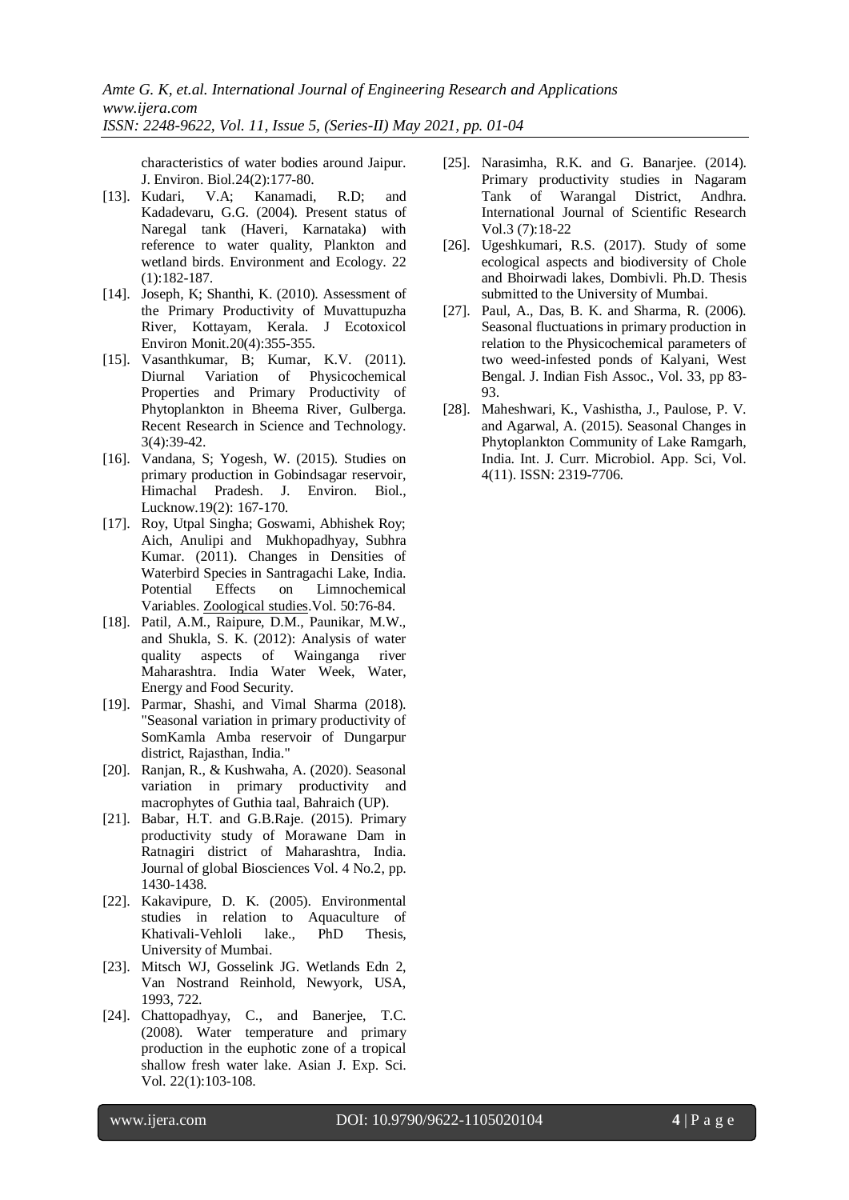characteristics of water bodies around Jaipur. J. Environ. Biol.24(2):177-80.

[13]. Kudari, V.A; Kanamadi, R.D; and Kadadevaru, G.G. (2004). Present status of Naregal tank (Haveri, Karnataka) with reference to water quality, Plankton and wetland birds. Environment and Ecology. 22 (1):182-187.

[14]. Joseph, K; Shanthi, K. (2010). Assessment of the Primary Productivity of Muvattupuzha River, Kottayam, Kerala. J Ecotoxicol Environ Monit.20(4):355-355.

[15]. Vasanthkumar, B; Kumar, K.V. (2011). Diurnal Variation of Physicochemical Properties and Primary Productivity of Phytoplankton in Bheema River, Gulberga. Recent Research in Science and Technology. 3(4):39-42.

[16]. Vandana, S; Yogesh, W. (2015). Studies on primary production in Gobindsagar reservoir, Himachal Pradesh. J. Environ. Biol., Lucknow.19(2): 167-170.

[17]. Roy, Utpal Singha; Goswami, Abhishek Roy; Aich, Anulipi and Mukhopadhyay, Subhra Kumar. (2011). Changes in Densities of Waterbird Species in Santragachi Lake, India. Potential Effects on Limnochemical Variables. Zoological studies.Vol. 50:76-84.

[18]. Patil, A.M., Raipure, D.M., Paunikar, M.W., and Shukla, S. K. (2012): Analysis of water quality aspects of Wainganga river Maharashtra. India Water Week, Water, Energy and Food Security.

[19]. Parmar, Shashi, and Vimal Sharma (2018). "Seasonal variation in primary productivity of SomKamla Amba reservoir of Dungarpur district, Rajasthan, India."

[20]. Ranjan, R., & Kushwaha, A. (2020). Seasonal variation in primary productivity and macrophytes of Guthia taal, Bahraich (UP).

[21]. Babar, H.T. and G.B.Raje. (2015). Primary productivity study of Morawane Dam in Ratnagiri district of Maharashtra, India. Journal of global Biosciences Vol. 4 No.2, pp. 1430-1438.

[22]. Kakavipure, D. K. (2005). Environmental studies in relation to Aquaculture of Khativali-Vehloli lake., PhD Thesis, University of Mumbai.

[23]. Mitsch WJ, Gosselink JG. Wetlands Edn 2, Van Nostrand Reinhold, Newyork, USA, 1993, 722.

[24]. Chattopadhyay, C., and Banerjee, T.C. (2008). Water temperature and primary production in the euphotic zone of a tropical shallow fresh water lake. Asian J. Exp. Sci. Vol. 22(1):103-108.

[25]. Narasimha, R.K. and G. Banarjee. (2014). Primary productivity studies in Nagaram Tank of Warangal District, Andhra. International Journal of Scientific Research Vol.3 (7):18-22

[26]. Ugeshkumari, R.S. (2017). Study of some ecological aspects and biodiversity of Chole and Bhoirwadi lakes, Dombivli. Ph.D. Thesis submitted to the University of Mumbai.

[27]. Paul, A., Das, B. K. and Sharma, R. (2006). Seasonal fluctuations in primary production in relation to the Physicochemical parameters of two weed-infested ponds of Kalyani, West Bengal. J. Indian Fish Assoc., Vol. 33, pp 83-93.

[28]. Maheshwari, K., Vashistha, J., Paulose, P. V. and Agarwal, A. (2015). Seasonal Changes in Phytoplankton Community of Lake Ramgarh, India. Int. J. Curr. Microbiol. App. Sci, Vol. 4(11). ISSN: 2319-7706.